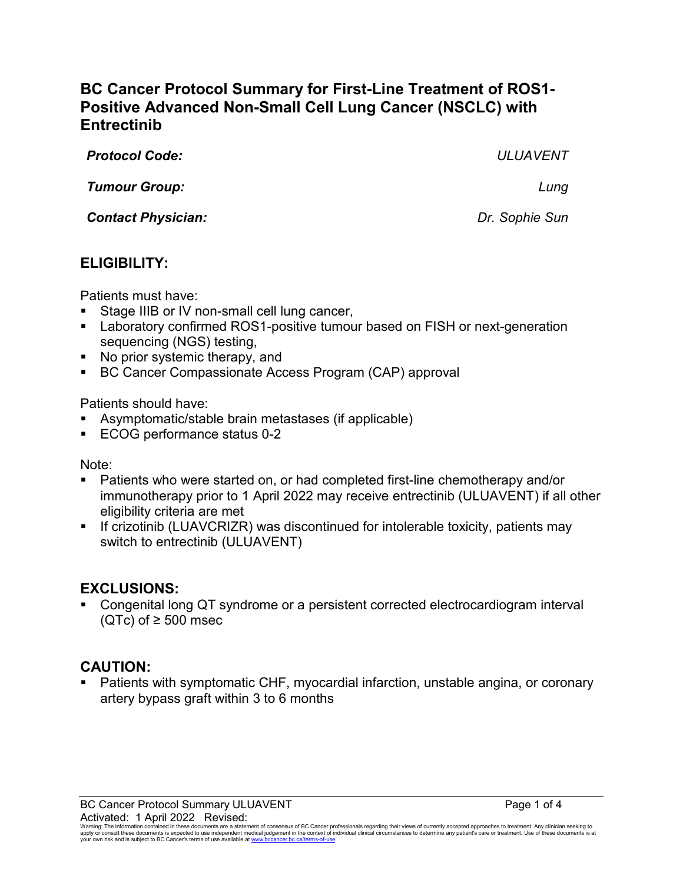# BC Cancer Protocol Summary for First-Line Treatment of ROS1-Positive Advanced Non-Small Cell Lung Cancer (NSCLC) with Entrectinib

| | |
|---|---|
| ***Protocol Code:*** | *ULUAVENT* |
| ***Tumour Group:*** | *Lung* |
| ***Contact Physician:*** | *Dr. Sophie Sun* |

## ELIGIBILITY:

Patients must have:

- Stage IIIB or IV non-small cell lung cancer,
- Laboratory confirmed ROS1-positive tumour based on FISH or next-generation sequencing (NGS) testing,
- No prior systemic therapy, and
- BC Cancer Compassionate Access Program (CAP) approval

Patients should have:

- Asymptomatic/stable brain metastases (if applicable)
- ECOG performance status 0-2

Note:

- Patients who were started on, or had completed first-line chemotherapy and/or immunotherapy prior to 1 April 2022 may receive entrectinib (ULUAVENT) if all other eligibility criteria are met
- If crizotinib (LUAVCRIZR) was discontinued for intolerable toxicity, patients may switch to entrectinib (ULUAVENT)

## EXCLUSIONS:

- Congenital long QT syndrome or a persistent corrected electrocardiogram interval (QTc) of ≥ 500 msec

## CAUTION:

- Patients with symptomatic CHF, myocardial infarction, unstable angina, or coronary artery bypass graft within 3 to 6 months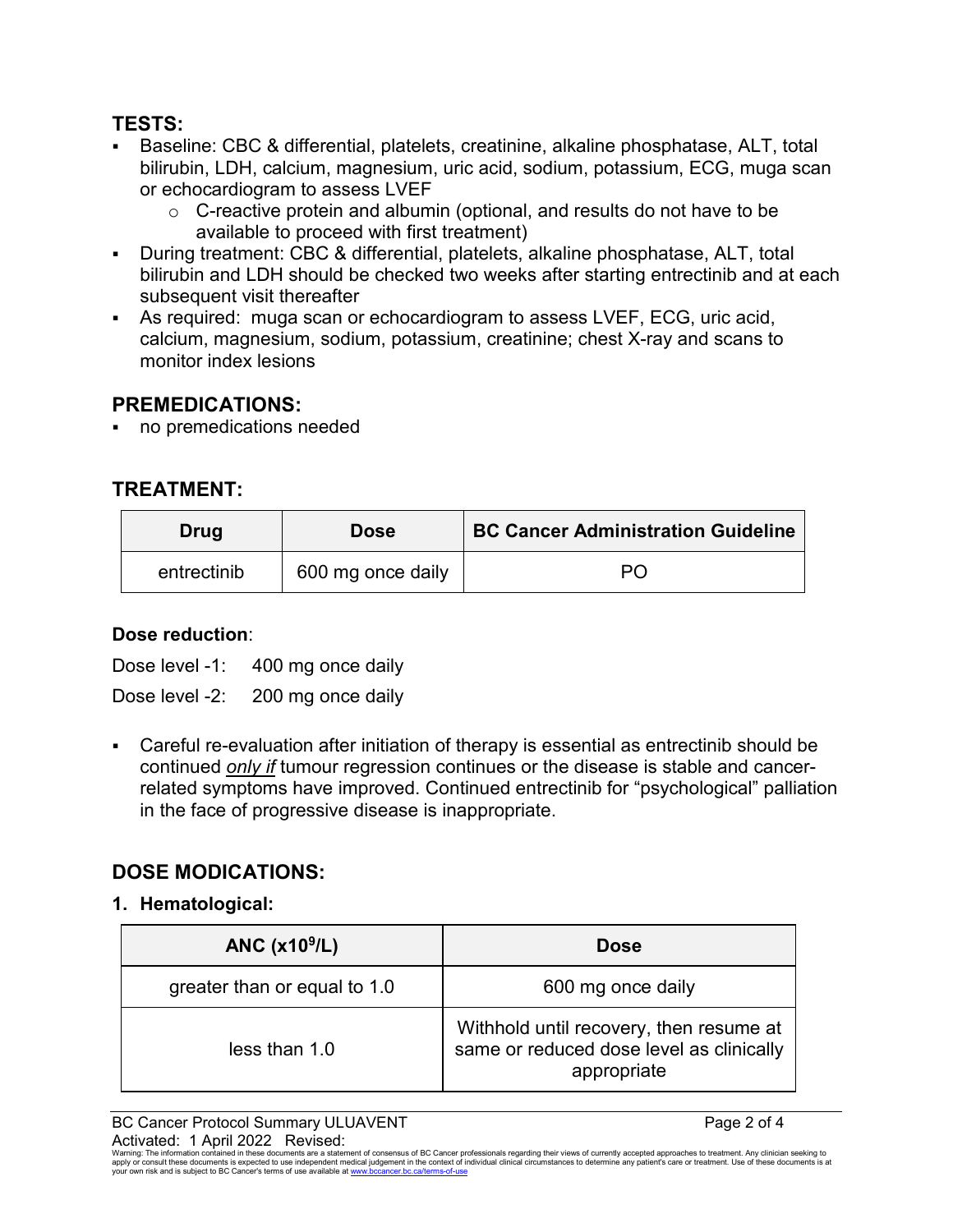## TESTS:

- Baseline: CBC & differential, platelets, creatinine, alkaline phosphatase, ALT, total bilirubin, LDH, calcium, magnesium, uric acid, sodium, potassium, ECG, muga scan or echocardiogram to assess LVEF
  - C-reactive protein and albumin (optional, and results do not have to be available to proceed with first treatment)
- During treatment: CBC & differential, platelets, alkaline phosphatase, ALT, total bilirubin and LDH should be checked two weeks after starting entrectinib and at each subsequent visit thereafter
- As required: muga scan or echocardiogram to assess LVEF, ECG, uric acid, calcium, magnesium, sodium, potassium, creatinine; chest X-ray and scans to monitor index lesions

## PREMEDICATIONS:

- no premedications needed

## TREATMENT:

| Drug | Dose | BC Cancer Administration Guideline |
|---|---|---|
| entrectinib | 600 mg once daily | PO |

**Dose reduction**:

Dose level -1: 400 mg once daily

Dose level -2: 200 mg once daily

- Careful re-evaluation after initiation of therapy is essential as entrectinib should be continued ***only if*** tumour regression continues or the disease is stable and cancer-related symptoms have improved. Continued entrectinib for "psychological" palliation in the face of progressive disease is inappropriate.

## DOSE MODIFICATIONS:

### 1. Hematological:

| ANC ($x10^9$/L) | Dose |
|---|---|
| greater than or equal to 1.0 | 600 mg once daily |
| less than 1.0 | Withhold until recovery, then resume at same or reduced dose level as clinically appropriate |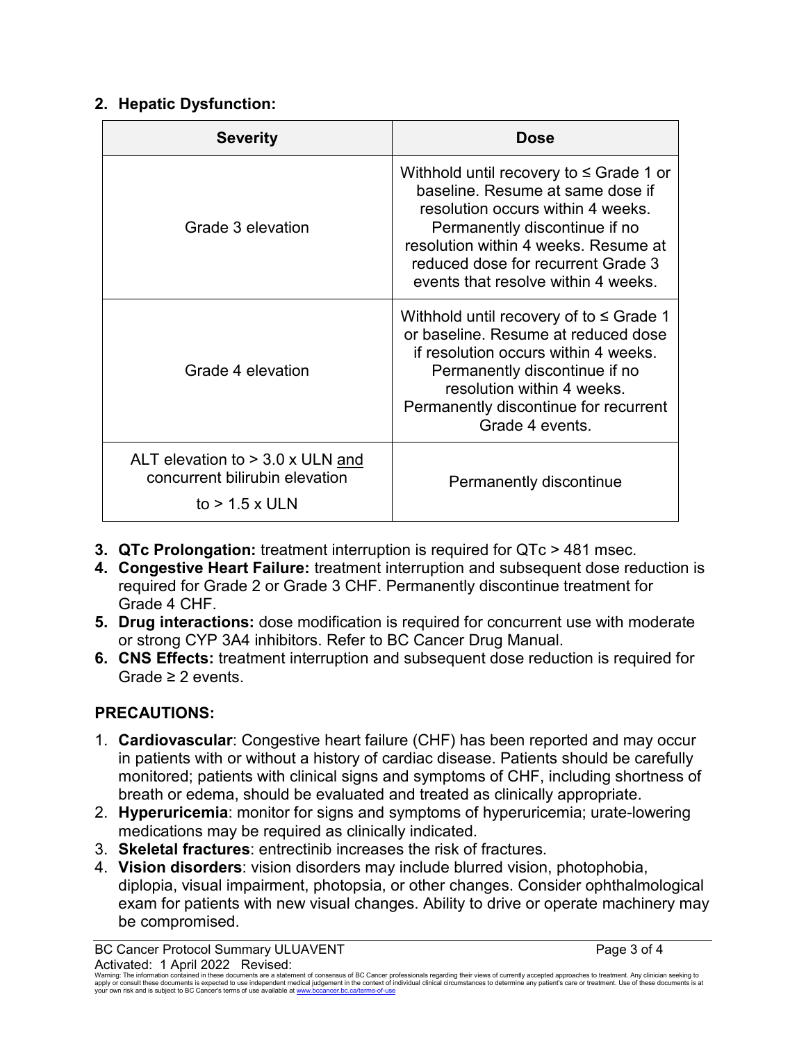2. **Hepatic Dysfunction:**

| Severity | Dose |
|---|---|
| Grade 3 elevation | Withhold until recovery to ≤ Grade 1 or baseline. Resume at same dose if resolution occurs within 4 weeks. Permanently discontinue if no resolution within 4 weeks. Resume at reduced dose for recurrent Grade 3 events that resolve within 4 weeks. |
| Grade 4 elevation | Withhold until recovery of to ≤ Grade 1 or baseline. Resume at reduced dose if resolution occurs within 4 weeks. Permanently discontinue if no resolution within 4 weeks. Permanently discontinue for recurrent Grade 4 events. |
| ALT elevation to > 3.0 x ULN and concurrent bilirubin elevation to > 1.5 x ULN | Permanently discontinue |

3. **QTc Prolongation:** treatment interruption is required for QTc > 481 msec.
4. **Congestive Heart Failure:** treatment interruption and subsequent dose reduction is required for Grade 2 or Grade 3 CHF. Permanently discontinue treatment for Grade 4 CHF.
5. **Drug interactions:** dose modification is required for concurrent use with moderate or strong CYP 3A4 inhibitors. Refer to BC Cancer Drug Manual.
6. **CNS Effects:** treatment interruption and subsequent dose reduction is required for Grade ≥ 2 events.

## PRECAUTIONS:

1. **Cardiovascular**: Congestive heart failure (CHF) has been reported and may occur in patients with or without a history of cardiac disease. Patients should be carefully monitored; patients with clinical signs and symptoms of CHF, including shortness of breath or edema, should be evaluated and treated as clinically appropriate.
2. **Hyperuricemia**: monitor for signs and symptoms of hyperuricemia; urate-lowering medications may be required as clinically indicated.
3. **Skeletal fractures**: entrectinib increases the risk of fractures.
4. **Vision disorders**: vision disorders may include blurred vision, photophobia, diplopia, visual impairment, photopsia, or other changes. Consider ophthalmological exam for patients with new visual changes. Ability to drive or operate machinery may be compromised.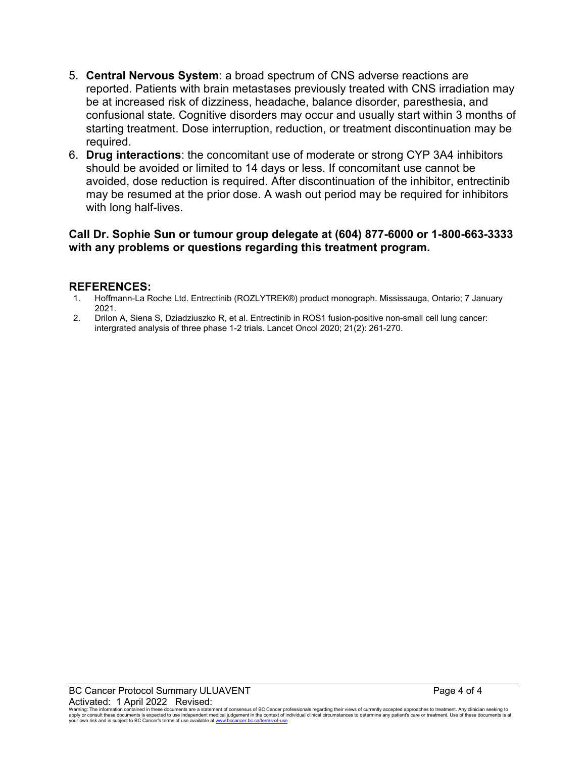5. **Central Nervous System**: a broad spectrum of CNS adverse reactions are reported. Patients with brain metastases previously treated with CNS irradiation may be at increased risk of dizziness, headache, balance disorder, paresthesia, and confusional state. Cognitive disorders may occur and usually start within 3 months of starting treatment. Dose interruption, reduction, or treatment discontinuation may be required.
6. **Drug interactions**: the concomitant use of moderate or strong CYP 3A4 inhibitors should be avoided or limited to 14 days or less. If concomitant use cannot be avoided, dose reduction is required. After discontinuation of the inhibitor, entrectinib may be resumed at the prior dose. A wash out period may be required for inhibitors with long half-lives.

**Call Dr. Sophie Sun or tumour group delegate at (604) 877-6000 or 1-800-663-3333 with any problems or questions regarding this treatment program.**

## REFERENCES:

1. Hoffmann-La Roche Ltd. Entrectinib (ROZLYTREK®) product monograph. Mississauga, Ontario; 7 January 2021.
2. Drilon A, Siena S, Dziadziuszko R, et al. Entrectinib in ROS1 fusion-positive non-small cell lung cancer: intergrated analysis of three phase 1-2 trials. Lancet Oncol 2020; 21(2): 261-270.